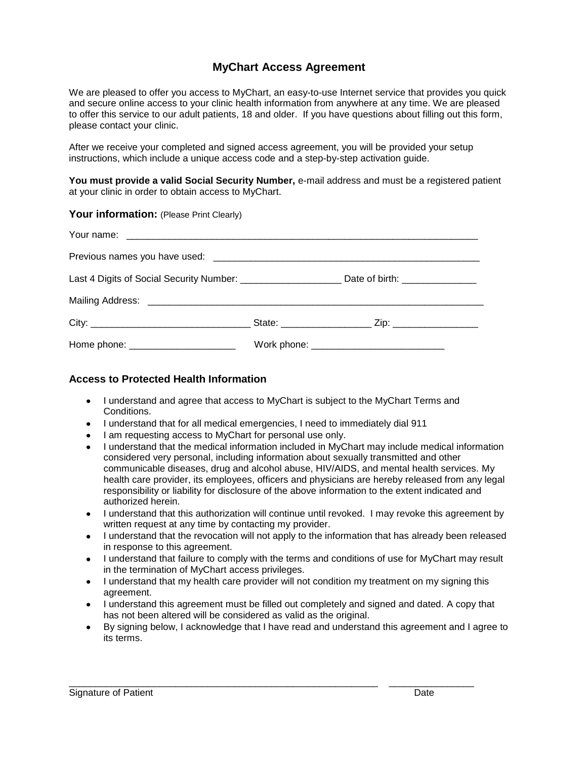# MyChart Access Agreement

We are pleased to offer you access to MyChart, an easy-to-use Internet service that provides you quick and secure online access to your clinic health information from anywhere at any time. We are pleased to offer this service to our adult patients, 18 and older. If you have questions about filling out this form, please contact your clinic.

After we receive your completed and signed access agreement, you will be provided your setup instructions, which include a unique access code and a step-by-step activation guide.

**You must provide a valid Social Security Number,** e-mail address and must be a registered patient at your clinic in order to obtain access to MyChart.

### Your information: (Please Print Clearly)

Your name: ____________________________________________________________________

Previous names you have used: ___________________________________________________

Last 4 Digits of Social Security Number: ___________________ Date of birth: ______________

Mailing Address: _________________________________________________________________

City: ______________________________ State: ________________ Zip: ________________

Home phone: ____________________ Work phone: _________________________

### Access to Protected Health Information

- I understand and agree that access to MyChart is subject to the MyChart Terms and Conditions.
- I understand that for all medical emergencies, I need to immediately dial 911
- I am requesting access to MyChart for personal use only.
- I understand that the medical information included in MyChart may include medical information considered very personal, including information about sexually transmitted and other communicable diseases, drug and alcohol abuse, HIV/AIDS, and mental health services. My health care provider, its employees, officers and physicians are hereby released from any legal responsibility or liability for disclosure of the above information to the extent indicated and authorized herein.
- I understand that this authorization will continue until revoked. I may revoke this agreement by written request at any time by contacting my provider.
- I understand that the revocation will not apply to the information that has already been released in response to this agreement.
- I understand that failure to comply with the terms and conditions of use for MyChart may result in the termination of MyChart access privileges.
- I understand that my health care provider will not condition my treatment on my signing this agreement.
- I understand this agreement must be filled out completely and signed and dated. A copy that has not been altered will be considered as valid as the original.
- By signing below, I acknowledge that I have read and understand this agreement and I agree to its terms.

____________________________________________________________ ________________

Signature of Patient Date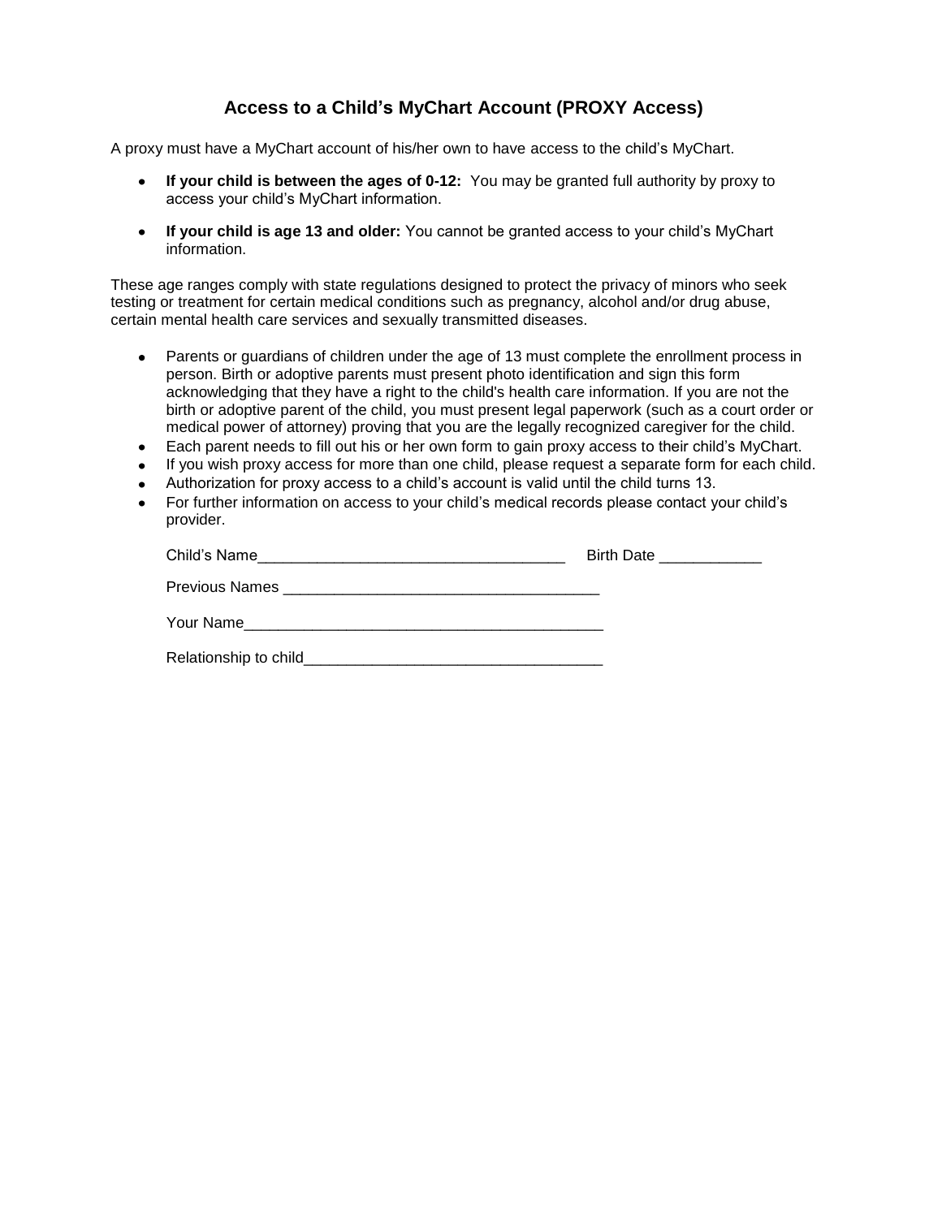## Access to a Child's MyChart Account (PROXY Access)

A proxy must have a MyChart account of his/her own to have access to the child's MyChart.

- **If your child is between the ages of 0-12:** You may be granted full authority by proxy to access your child's MyChart information.
- **If your child is age 13 and older:** You cannot be granted access to your child's MyChart information.

These age ranges comply with state regulations designed to protect the privacy of minors who seek testing or treatment for certain medical conditions such as pregnancy, alcohol and/or drug abuse, certain mental health care services and sexually transmitted diseases.

- Parents or guardians of children under the age of 13 must complete the enrollment process in person. Birth or adoptive parents must present photo identification and sign this form acknowledging that they have a right to the child's health care information. If you are not the birth or adoptive parent of the child, you must present legal paperwork (such as a court order or medical power of attorney) proving that you are the legally recognized caregiver for the child.
- Each parent needs to fill out his or her own form to gain proxy access to their child's MyChart.
- If you wish proxy access for more than one child, please request a separate form for each child.
- Authorization for proxy access to a child's account is valid until the child turns 13.
- For further information on access to your child's medical records please contact your child's provider.

Child's Name___________________________________ Birth Date ____________

Previous Names ___________________________________

Your Name_________________________________________

Relationship to child__________________________________